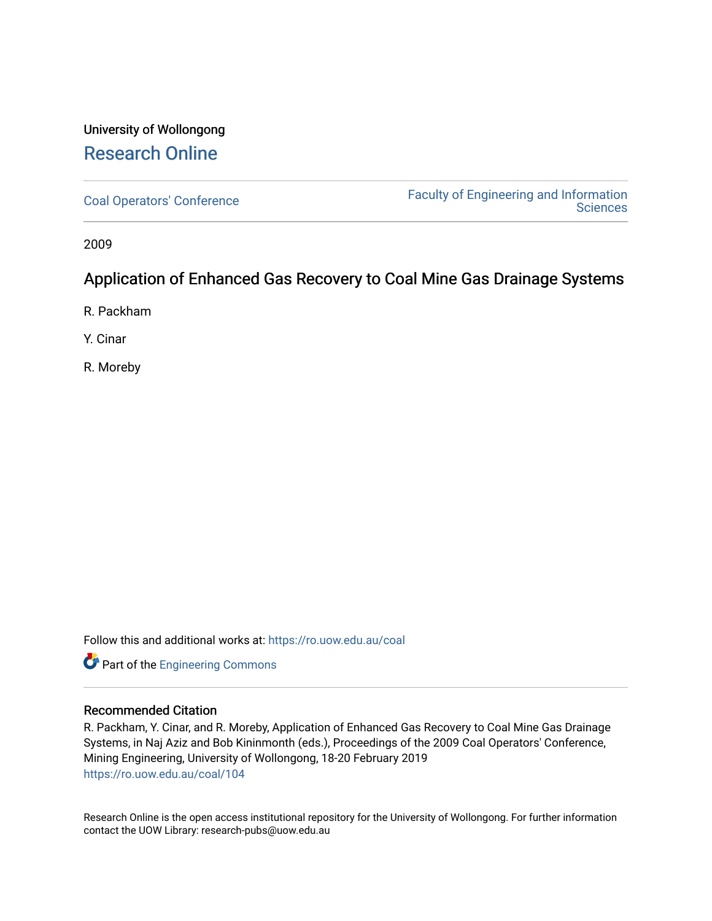University of Wollongong

## Research Online

Coal Operators' Conference

Faculty of Engineering and Information Sciences

2009

# Application of Enhanced Gas Recovery to Coal Mine Gas Drainage Systems

R. Packham

Y. Cinar

R. Moreby

Follow this and additional works at: https://ro.uow.edu.au/coal

Part of the Engineering Commons

### Recommended Citation

R. Packham, Y. Cinar, and R. Moreby, Application of Enhanced Gas Recovery to Coal Mine Gas Drainage Systems, in Naj Aziz and Bob Kininmonth (eds.), Proceedings of the 2009 Coal Operators' Conference, Mining Engineering, University of Wollongong, 18-20 February 2019
https://ro.uow.edu.au/coal/104

Research Online is the open access institutional repository for the University of Wollongong. For further information contact the UOW Library: research-pubs@uow.edu.au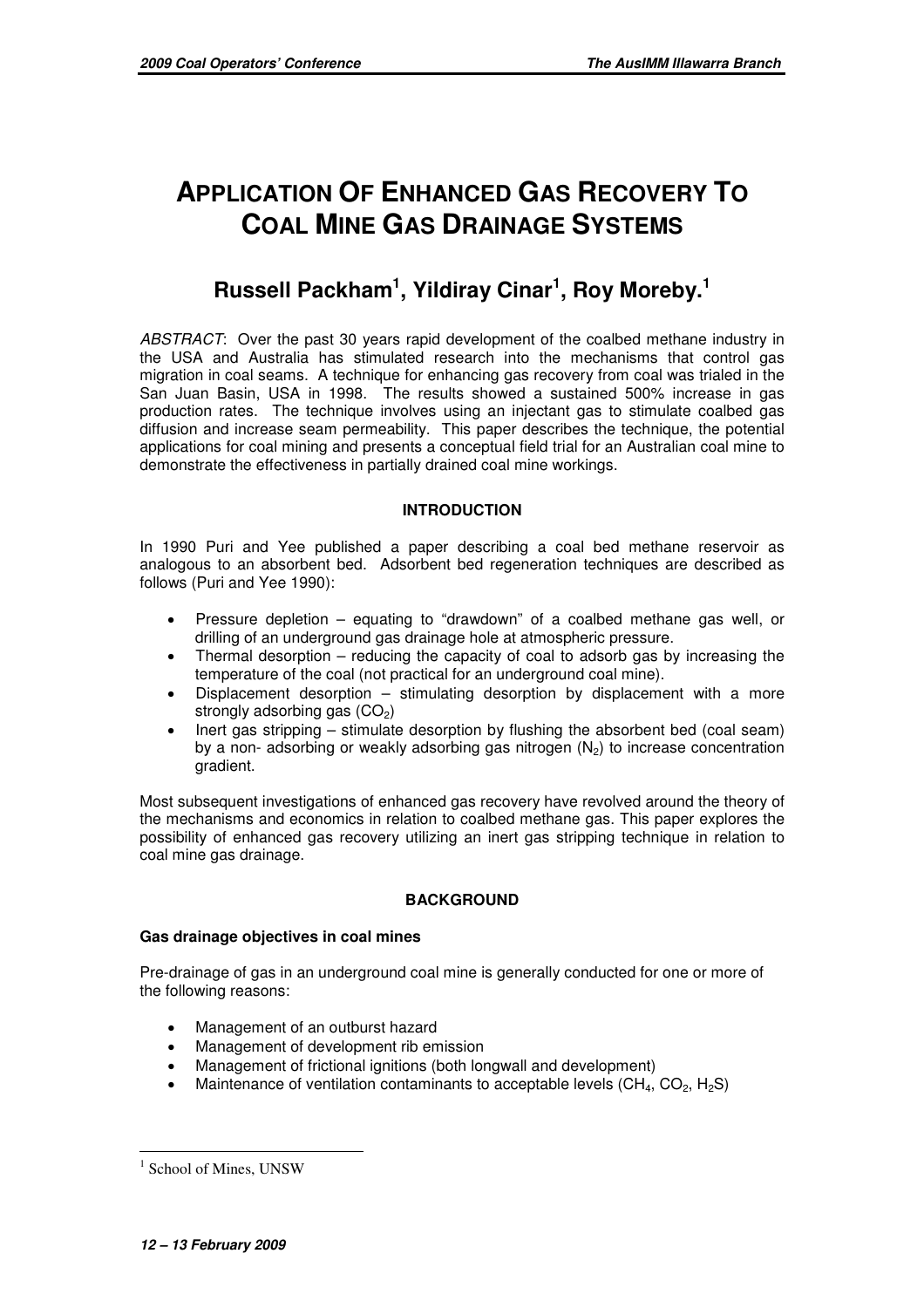# APPLICATION OF ENHANCED GAS RECOVERY TO COAL MINE GAS DRAINAGE SYSTEMS

## Russell Packham[1], Yildiray Cinar[1], Roy Moreby.[1]

*ABSTRACT*: Over the past 30 years rapid development of the coalbed methane industry in the USA and Australia has stimulated research into the mechanisms that control gas migration in coal seams. A technique for enhancing gas recovery from coal was trialed in the San Juan Basin, USA in 1998. The results showed a sustained 500% increase in gas production rates. The technique involves using an injectant gas to stimulate coalbed gas diffusion and increase seam permeability. This paper describes the technique, the potential applications for coal mining and presents a conceptual field trial for an Australian coal mine to demonstrate the effectiveness in partially drained coal mine workings.

### INTRODUCTION

In 1990 Puri and Yee published a paper describing a coal bed methane reservoir as analogous to an absorbent bed. Adsorbent bed regeneration techniques are described as follows (Puri and Yee 1990):

- Pressure depletion – equating to "drawdown" of a coalbed methane gas well, or drilling of an underground gas drainage hole at atmospheric pressure.
- Thermal desorption – reducing the capacity of coal to adsorb gas by increasing the temperature of the coal (not practical for an underground coal mine).
- Displacement desorption – stimulating desorption by displacement with a more strongly adsorbing gas ($CO_2$)
- Inert gas stripping – stimulate desorption by flushing the absorbent bed (coal seam) by a non- adsorbing or weakly adsorbing gas nitrogen ($N_2$) to increase concentration gradient.

Most subsequent investigations of enhanced gas recovery have revolved around the theory of the mechanisms and economics in relation to coalbed methane gas. This paper explores the possibility of enhanced gas recovery utilizing an inert gas stripping technique in relation to coal mine gas drainage.

### BACKGROUND

#### Gas drainage objectives in coal mines

Pre-drainage of gas in an underground coal mine is generally conducted for one or more of the following reasons:

- Management of an outburst hazard
- Management of development rib emission
- Management of frictional ignitions (both longwall and development)
- Maintenance of ventilation contaminants to acceptable levels ($CH_4$, $CO_2$, $H_2S$)

[1] School of Mines, UNSW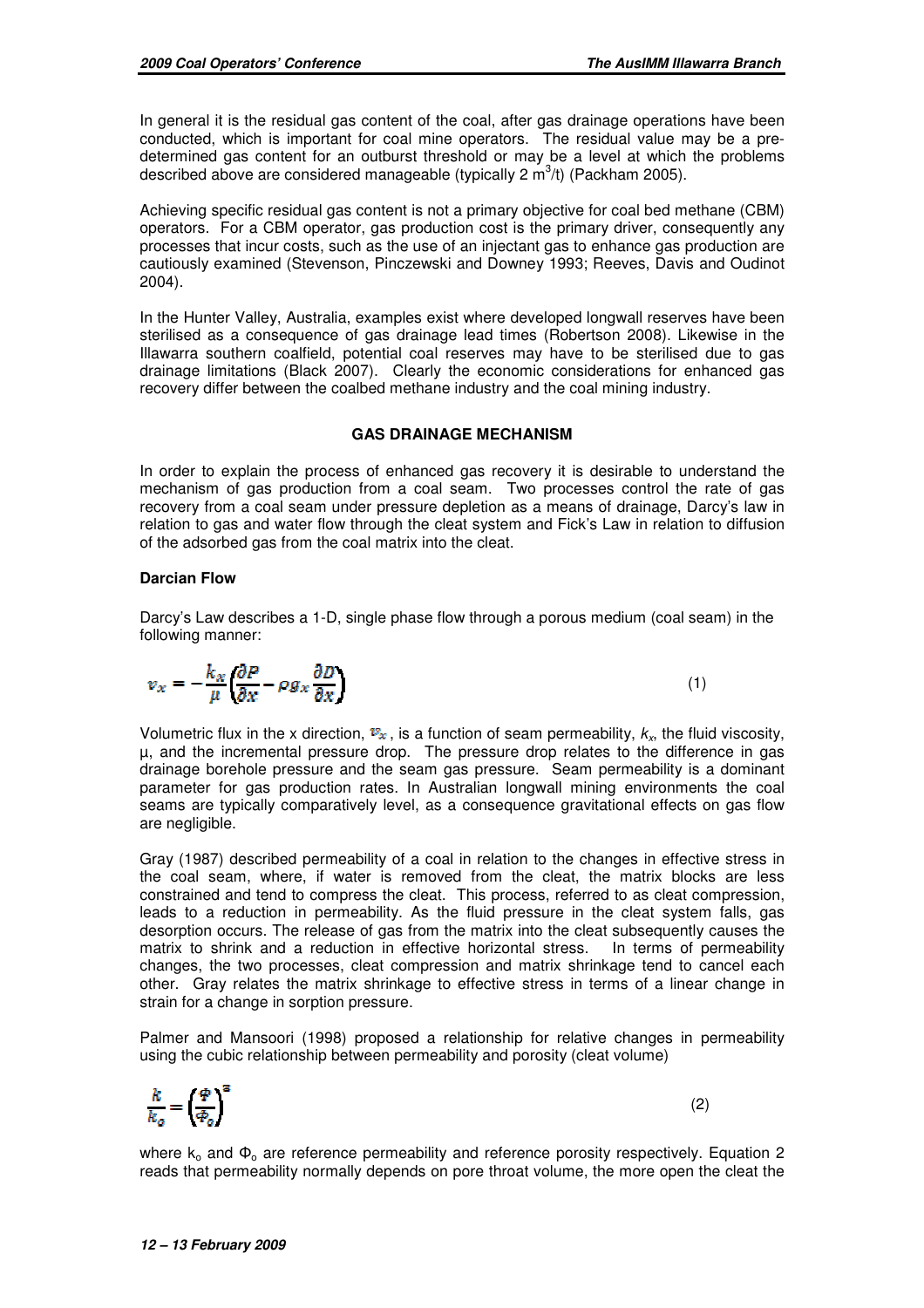In general it is the residual gas content of the coal, after gas drainage operations have been conducted, which is important for coal mine operators. The residual value may be a pre-determined gas content for an outburst threshold or may be a level at which the problems described above are considered manageable (typically 2 $m^3$/t) (Packham 2005).

Achieving specific residual gas content is not a primary objective for coal bed methane (CBM) operators. For a CBM operator, gas production cost is the primary driver, consequently any processes that incur costs, such as the use of an injectant gas to enhance gas production are cautiously examined (Stevenson, Pinczewski and Downey 1993; Reeves, Davis and Oudinot 2004).

In the Hunter Valley, Australia, examples exist where developed longwall reserves have been sterilised as a consequence of gas drainage lead times (Robertson 2008). Likewise in the Illawarra southern coalfield, potential coal reserves may have to be sterilised due to gas drainage limitations (Black 2007). Clearly the economic considerations for enhanced gas recovery differ between the coalbed methane industry and the coal mining industry.

## GAS DRAINAGE MECHANISM

In order to explain the process of enhanced gas recovery it is desirable to understand the mechanism of gas production from a coal seam. Two processes control the rate of gas recovery from a coal seam under pressure depletion as a means of drainage, Darcy's law in relation to gas and water flow through the cleat system and Fick's Law in relation to diffusion of the adsorbed gas from the coal matrix into the cleat.

### Darcian Flow

Darcy's Law describes a 1-D, single phase flow through a porous medium (coal seam) in the following manner:

$$v_x = -\frac{k_x}{\mu}\left(\frac{\partial P}{\partial x} - \rho g_x \frac{\partial D}{\partial x}\right) \tag{1}$$

Volumetric flux in the x direction, $v_x$, is a function of seam permeability, $k_x$, the fluid viscosity, $\mu$, and the incremental pressure drop. The pressure drop relates to the difference in gas drainage borehole pressure and the seam gas pressure. Seam permeability is a dominant parameter for gas production rates. In Australian longwall mining environments the coal seams are typically comparatively level, as a consequence gravitational effects on gas flow are negligible.

Gray (1987) described permeability of a coal in relation to the changes in effective stress in the coal seam, where, if water is removed from the cleat, the matrix blocks are less constrained and tend to compress the cleat. This process, referred to as cleat compression, leads to a reduction in permeability. As the fluid pressure in the cleat system falls, gas desorption occurs. The release of gas from the matrix into the cleat subsequently causes the matrix to shrink and a reduction in effective horizontal stress. In terms of permeability changes, the two processes, cleat compression and matrix shrinkage tend to cancel each other. Gray relates the matrix shrinkage to effective stress in terms of a linear change in strain for a change in sorption pressure.

Palmer and Mansoori (1998) proposed a relationship for relative changes in permeability using the cubic relationship between permeability and porosity (cleat volume)

$$\frac{k}{k_o} = \left(\frac{\Phi}{\Phi_o}\right)^3 \tag{2}$$

where $k_o$ and $\Phi_o$ are reference permeability and reference porosity respectively. Equation 2 reads that permeability normally depends on pore throat volume, the more open the cleat the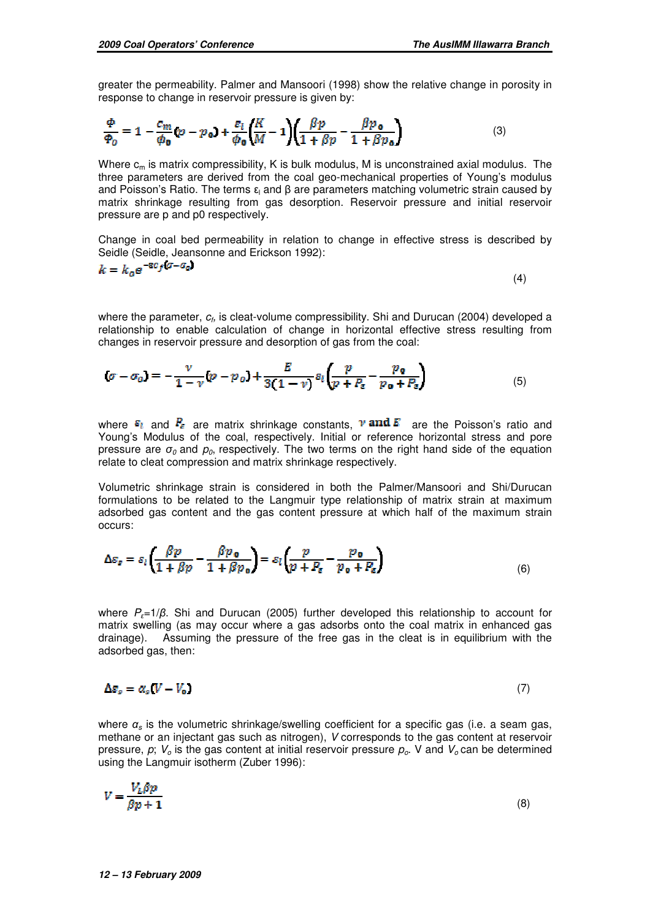greater the permeability. Palmer and Mansoori (1998) show the relative change in porosity in response to change in reservoir pressure is given by:

$$\frac{\Phi}{\Phi_0} = 1 - \frac{c_m}{\phi_0}(p - p_0) + \frac{\varepsilon_l}{\phi_0}\left(\frac{K}{M} - 1\right)\left(\frac{\beta p}{1 + \beta p} - \frac{\beta p_0}{1 + \beta p_0}\right) \tag{3}$$

Where $c_m$ is matrix compressibility, K is bulk modulus, M is unconstrained axial modulus. The three parameters are derived from the coal geo-mechanical properties of Young's modulus and Poisson's Ratio. The terms $\varepsilon_l$ and β are parameters matching volumetric strain caused by matrix shrinkage resulting from gas desorption. Reservoir pressure and initial reservoir pressure are p and p0 respectively.

Change in coal bed permeability in relation to change in effective stress is described by Seidle (Seidle, Jeansonne and Erickson 1992):

$$k = k_0 e^{-3c_f(\sigma - \sigma_0)} \tag{4}$$

where the parameter, $c_f$, is cleat-volume compressibility. Shi and Durucan (2004) developed a relationship to enable calculation of change in horizontal effective stress resulting from changes in reservoir pressure and desorption of gas from the coal:

$$(\sigma - \sigma_0) = -\frac{\nu}{1 - \nu}(p - p_0) + \frac{E}{3(1 - \nu)}\varepsilon_l\left(\frac{p}{p + P_\varepsilon} - \frac{p_0}{p_0 + P_\varepsilon}\right) \tag{5}$$

where $\varepsilon_l$ and $P_\varepsilon$ are matrix shrinkage constants, $\nu$ **and** $E$ are the Poisson's ratio and Young's Modulus of the coal, respectively. Initial or reference horizontal stress and pore pressure are $\sigma_0$ and $p_0$, respectively. The two terms on the right hand side of the equation relate to cleat compression and matrix shrinkage respectively.

Volumetric shrinkage strain is considered in both the Palmer/Mansoori and Shi/Durucan formulations to be related to the Langmuir type relationship of matrix strain at maximum adsorbed gas content and the gas content pressure at which half of the maximum strain occurs:

$$\Delta\varepsilon_s = \varepsilon_l\left(\frac{\beta p}{1 + \beta p} - \frac{\beta p_0}{1 + \beta p_0}\right) = \varepsilon_l\left(\frac{p}{p + P_\varepsilon} - \frac{p_0}{p_0 + P_\varepsilon}\right) \tag{6}$$

where $P_\varepsilon = 1/\beta$. Shi and Durucan (2005) further developed this relationship to account for matrix swelling (as may occur where a gas adsorbs onto the coal matrix in enhanced gas drainage). Assuming the pressure of the free gas in the cleat is in equilibrium with the adsorbed gas, then:

$$\Delta\varepsilon_s = \alpha_s(V - V_0) \tag{7}$$

where $\alpha_s$ is the volumetric shrinkage/swelling coefficient for a specific gas (i.e. a seam gas, methane or an injectant gas such as nitrogen), $V$ corresponds to the gas content at reservoir pressure, $p$; $V_o$ is the gas content at initial reservoir pressure $p_o$. V and $V_o$ can be determined using the Langmuir isotherm (Zuber 1996):

$$V = \frac{V_L \beta p}{\beta p + 1} \tag{8}$$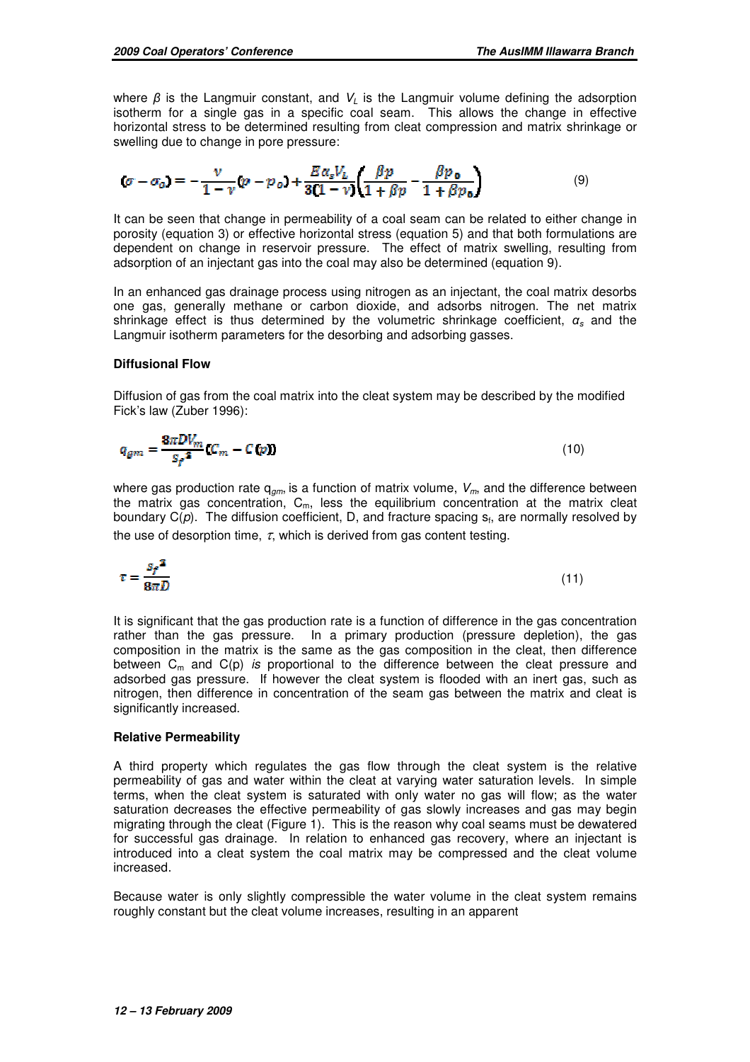where $\beta$ is the Langmuir constant, and $V_L$ is the Langmuir volume defining the adsorption isotherm for a single gas in a specific coal seam. This allows the change in effective horizontal stress to be determined resulting from cleat compression and matrix shrinkage or swelling due to change in pore pressure:

$$(\sigma - \sigma_o) = -\frac{\nu}{1-\nu}(p - p_o) + \frac{E\alpha_s V_L}{3(1-\nu)}\left(\frac{\beta p}{1+\beta p} - \frac{\beta p_o}{1+\beta p_o}\right) \tag{9}$$

It can be seen that change in permeability of a coal seam can be related to either change in porosity (equation 3) or effective horizontal stress (equation 5) and that both formulations are dependent on change in reservoir pressure. The effect of matrix swelling, resulting from adsorption of an injectant gas into the coal may also be determined (equation 9).

In an enhanced gas drainage process using nitrogen as an injectant, the coal matrix desorbs one gas, generally methane or carbon dioxide, and adsorbs nitrogen. The net matrix shrinkage effect is thus determined by the volumetric shrinkage coefficient, $\alpha_s$ and the Langmuir isotherm parameters for the desorbing and adsorbing gasses.

**Diffusional Flow**

Diffusion of gas from the coal matrix into the cleat system may be described by the modified Fick's law (Zuber 1996):

$$q_{gm} = \frac{8\pi D V_m}{s_f^2}(C_m - C(p)) \tag{10}$$

where gas production rate $q_{gm}$, is a function of matrix volume, $V_m$, and the difference between the matrix gas concentration, $C_m$, less the equilibrium concentration at the matrix cleat boundary $C(p)$. The diffusion coefficient, D, and fracture spacing $s_f$, are normally resolved by the use of desorption time, $\tau$, which is derived from gas content testing.

$$\tau = \frac{s_f^2}{8\pi D} \tag{11}$$

It is significant that the gas production rate is a function of difference in the gas concentration rather than the gas pressure. In a primary production (pressure depletion), the gas composition in the matrix is the same as the gas composition in the cleat, then difference between $C_m$ and $C(p)$ *is* proportional to the difference between the cleat pressure and adsorbed gas pressure. If however the cleat system is flooded with an inert gas, such as nitrogen, then difference in concentration of the seam gas between the matrix and cleat is significantly increased.

**Relative Permeability**

A third property which regulates the gas flow through the cleat system is the relative permeability of gas and water within the cleat at varying water saturation levels. In simple terms, when the cleat system is saturated with only water no gas will flow; as the water saturation decreases the effective permeability of gas slowly increases and gas may begin migrating through the cleat (Figure 1). This is the reason why coal seams must be dewatered for successful gas drainage. In relation to enhanced gas recovery, where an injectant is introduced into a cleat system the coal matrix may be compressed and the cleat volume increased.

Because water is only slightly compressible the water volume in the cleat system remains roughly constant but the cleat volume increases, resulting in an apparent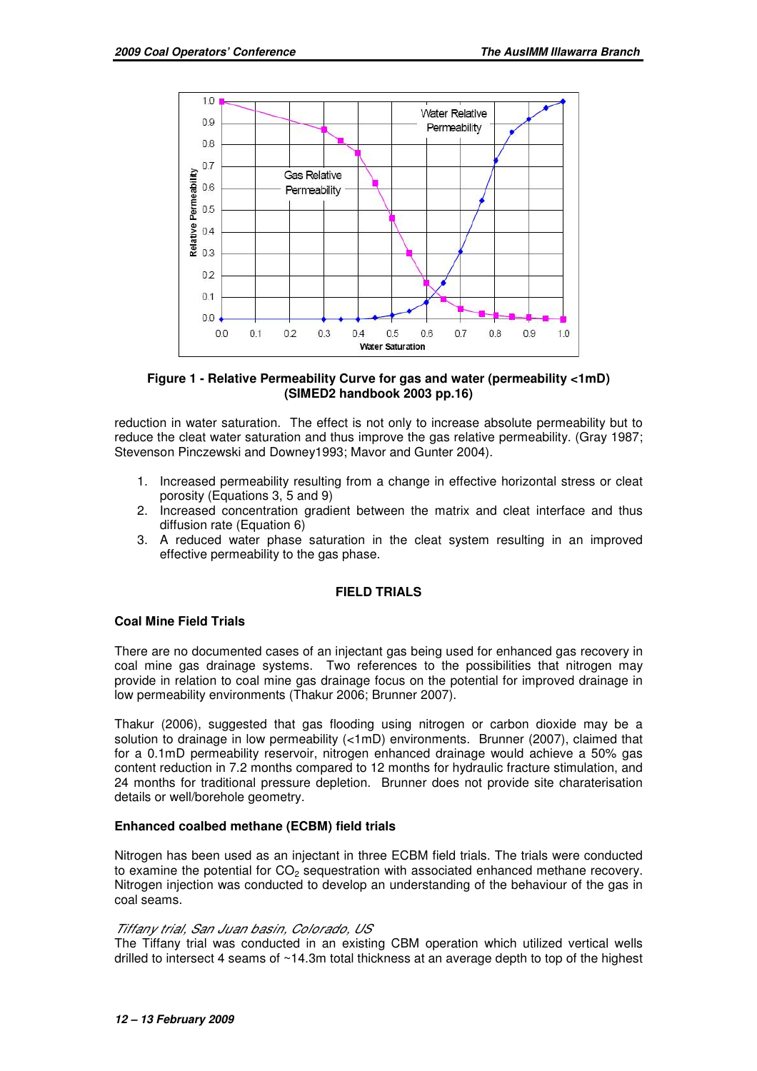**Figure 1 - Relative Permeability Curve for gas and water (permeability <1mD) (SIMED2 handbook 2003 pp.16)**

reduction in water saturation. The effect is not only to increase absolute permeability but to reduce the cleat water saturation and thus improve the gas relative permeability. (Gray 1987; Stevenson Pinczewski and Downey1993; Mavor and Gunter 2004).

1. Increased permeability resulting from a change in effective horizontal stress or cleat porosity (Equations 3, 5 and 9)
2. Increased concentration gradient between the matrix and cleat interface and thus diffusion rate (Equation 6)
3. A reduced water phase saturation in the cleat system resulting in an improved effective permeability to the gas phase.

## FIELD TRIALS

### Coal Mine Field Trials

There are no documented cases of an injectant gas being used for enhanced gas recovery in coal mine gas drainage systems. Two references to the possibilities that nitrogen may provide in relation to coal mine gas drainage focus on the potential for improved drainage in low permeability environments (Thakur 2006; Brunner 2007).

Thakur (2006), suggested that gas flooding using nitrogen or carbon dioxide may be a solution to drainage in low permeability (<1mD) environments. Brunner (2007), claimed that for a 0.1mD permeability reservoir, nitrogen enhanced drainage would achieve a 50% gas content reduction in 7.2 months compared to 12 months for hydraulic fracture stimulation, and 24 months for traditional pressure depletion. Brunner does not provide site charaterisation details or well/borehole geometry.

### Enhanced coalbed methane (ECBM) field trials

Nitrogen has been used as an injectant in three ECBM field trials. The trials were conducted to examine the potential for $CO_2$ sequestration with associated enhanced methane recovery. Nitrogen injection was conducted to develop an understanding of the behaviour of the gas in coal seams.

*Tiffany trial, San Juan basin, Colorado, US*

The Tiffany trial was conducted in an existing CBM operation which utilized vertical wells drilled to intersect 4 seams of ~14.3m total thickness at an average depth to top of the highest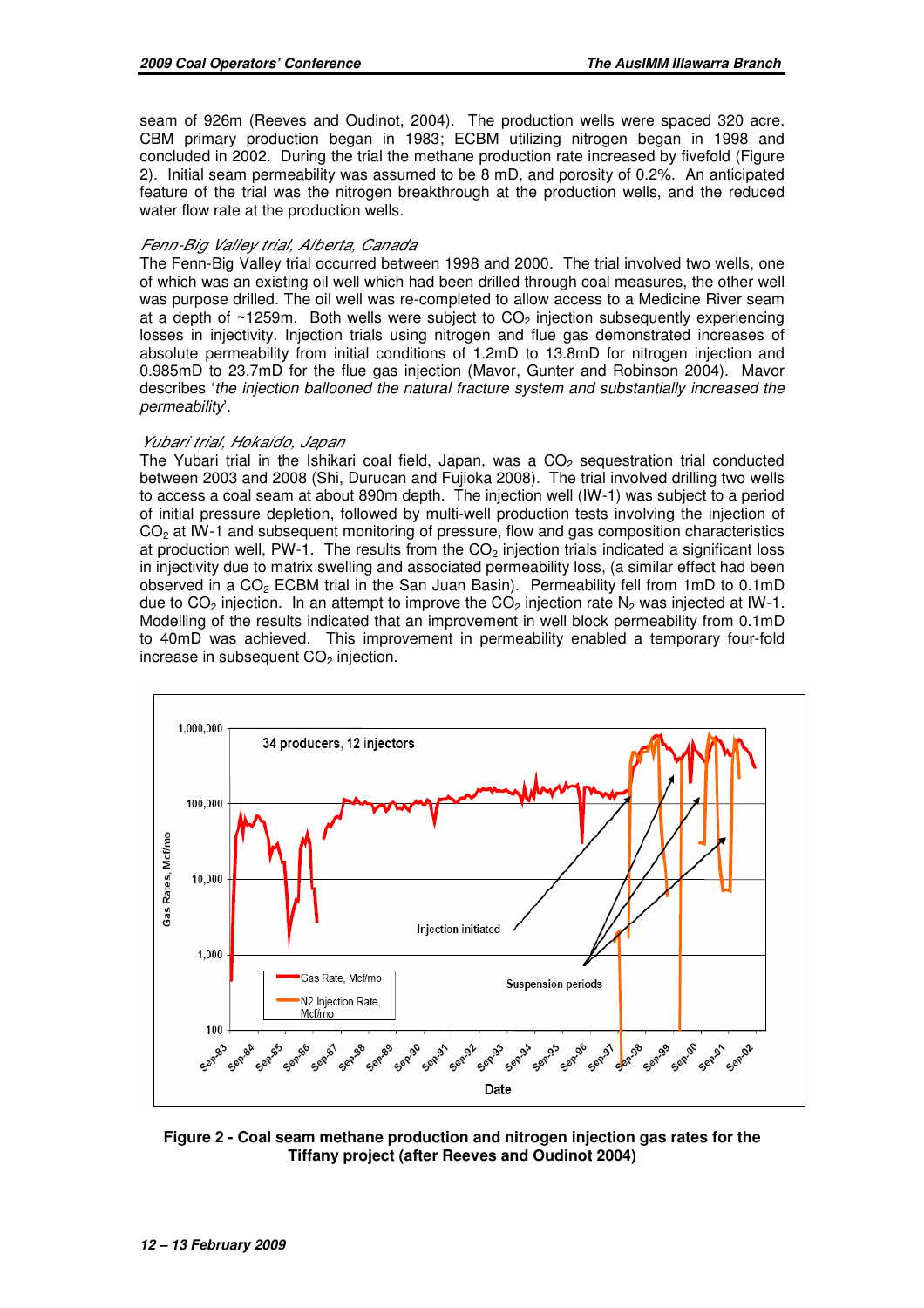seam of 926m (Reeves and Oudinot, 2004). The production wells were spaced 320 acre. CBM primary production began in 1983; ECBM utilizing nitrogen began in 1998 and concluded in 2002. During the trial the methane production rate increased by fivefold (Figure 2). Initial seam permeability was assumed to be 8 mD, and porosity of 0.2%. An anticipated feature of the trial was the nitrogen breakthrough at the production wells, and the reduced water flow rate at the production wells.

### *Fenn-Big Valley trial, Alberta, Canada*

The Fenn-Big Valley trial occurred between 1998 and 2000. The trial involved two wells, one of which was an existing oil well which had been drilled through coal measures, the other well was purpose drilled. The oil well was re-completed to allow access to a Medicine River seam at a depth of ~1259m. Both wells were subject to $CO_2$ injection subsequently experiencing losses in injectivity. Injection trials using nitrogen and flue gas demonstrated increases of absolute permeability from initial conditions of 1.2mD to 13.8mD for nitrogen injection and 0.985mD to 23.7mD for the flue gas injection (Mavor, Gunter and Robinson 2004). Mavor describes '*the injection ballooned the natural fracture system and substantially increased the permeability*'.

### *Yubari trial, Hokaido, Japan*

The Yubari trial in the Ishikari coal field, Japan, was a $CO_2$ sequestration trial conducted between 2003 and 2008 (Shi, Durucan and Fujioka 2008). The trial involved drilling two wells to access a coal seam at about 890m depth. The injection well (IW-1) was subject to a period of initial pressure depletion, followed by multi-well production tests involving the injection of $CO_2$ at IW-1 and subsequent monitoring of pressure, flow and gas composition characteristics at production well, PW-1. The results from the $CO_2$ injection trials indicated a significant loss in injectivity due to matrix swelling and associated permeability loss, (a similar effect had been observed in a $CO_2$ ECBM trial in the San Juan Basin). Permeability fell from 1mD to 0.1mD due to $CO_2$ injection. In an attempt to improve the $CO_2$ injection rate $N_2$ was injected at IW-1. Modelling of the results indicated that an improvement in well block permeability from 0.1mD to 40mD was achieved. This improvement in permeability enabled a temporary four-fold increase in subsequent $CO_2$ injection.

**Figure 2 - Coal seam methane production and nitrogen injection gas rates for the Tiffany project (after Reeves and Oudinot 2004)**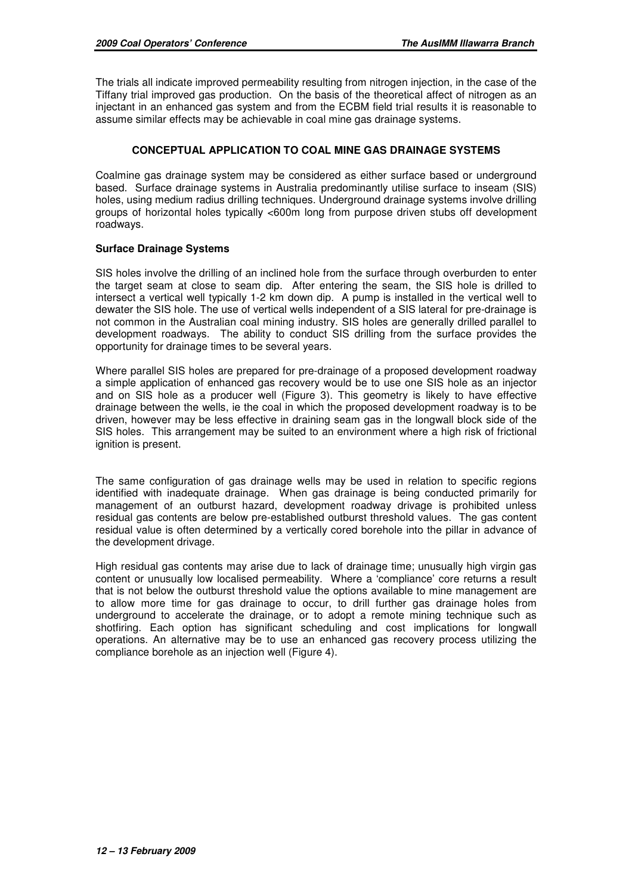The trials all indicate improved permeability resulting from nitrogen injection, in the case of the Tiffany trial improved gas production. On the basis of the theoretical affect of nitrogen as an injectant in an enhanced gas system and from the ECBM field trial results it is reasonable to assume similar effects may be achievable in coal mine gas drainage systems.

## CONCEPTUAL APPLICATION TO COAL MINE GAS DRAINAGE SYSTEMS

Coalmine gas drainage system may be considered as either surface based or underground based. Surface drainage systems in Australia predominantly utilise surface to inseam (SIS) holes, using medium radius drilling techniques. Underground drainage systems involve drilling groups of horizontal holes typically <600m long from purpose driven stubs off development roadways.

### Surface Drainage Systems

SIS holes involve the drilling of an inclined hole from the surface through overburden to enter the target seam at close to seam dip. After entering the seam, the SIS hole is drilled to intersect a vertical well typically 1-2 km down dip. A pump is installed in the vertical well to dewater the SIS hole. The use of vertical wells independent of a SIS lateral for pre-drainage is not common in the Australian coal mining industry. SIS holes are generally drilled parallel to development roadways. The ability to conduct SIS drilling from the surface provides the opportunity for drainage times to be several years.

Where parallel SIS holes are prepared for pre-drainage of a proposed development roadway a simple application of enhanced gas recovery would be to use one SIS hole as an injector and on SIS hole as a producer well (Figure 3). This geometry is likely to have effective drainage between the wells, ie the coal in which the proposed development roadway is to be driven, however may be less effective in draining seam gas in the longwall block side of the SIS holes. This arrangement may be suited to an environment where a high risk of frictional ignition is present.

The same configuration of gas drainage wells may be used in relation to specific regions identified with inadequate drainage. When gas drainage is being conducted primarily for management of an outburst hazard, development roadway drivage is prohibited unless residual gas contents are below pre-established outburst threshold values. The gas content residual value is often determined by a vertically cored borehole into the pillar in advance of the development drivage.

High residual gas contents may arise due to lack of drainage time; unusually high virgin gas content or unusually low localised permeability. Where a 'compliance' core returns a result that is not below the outburst threshold value the options available to mine management are to allow more time for gas drainage to occur, to drill further gas drainage holes from underground to accelerate the drainage, or to adopt a remote mining technique such as shotfiring. Each option has significant scheduling and cost implications for longwall operations. An alternative may be to use an enhanced gas recovery process utilizing the compliance borehole as an injection well (Figure 4).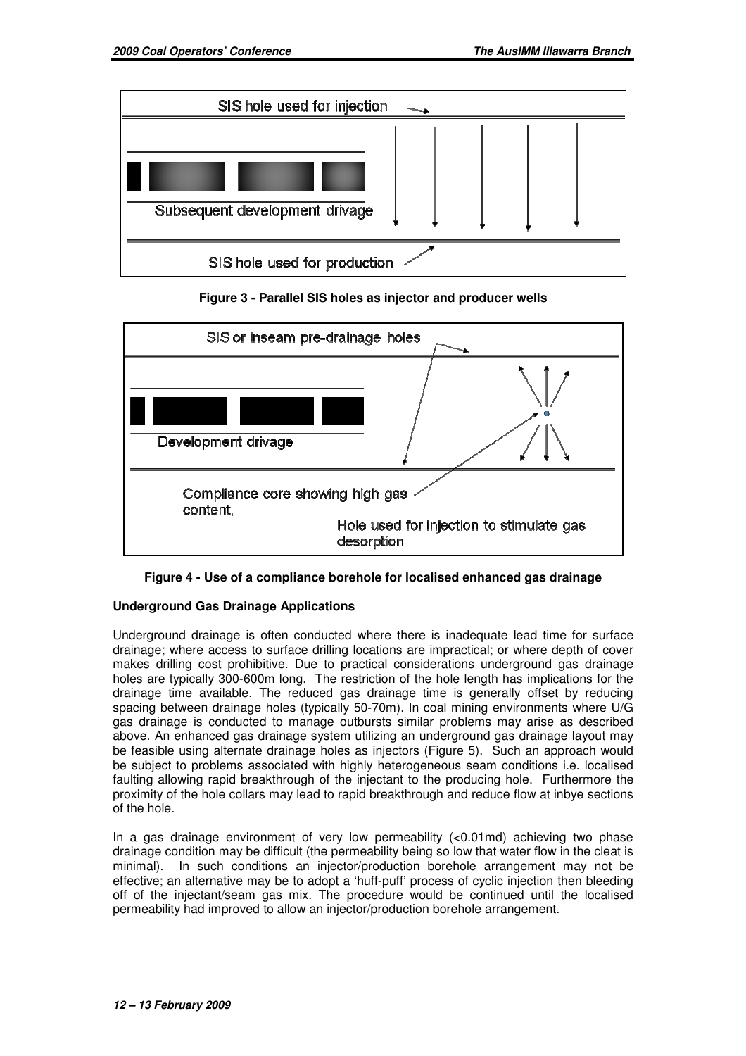Figure 3 - Parallel SIS holes as injector and producer wells

Figure 4 - Use of a compliance borehole for localised enhanced gas drainage

**Underground Gas Drainage Applications**

Underground drainage is often conducted where there is inadequate lead time for surface drainage; where access to surface drilling locations are impractical; or where depth of cover makes drilling cost prohibitive. Due to practical considerations underground gas drainage holes are typically 300-600m long. The restriction of the hole length has implications for the drainage time available. The reduced gas drainage time is generally offset by reducing spacing between drainage holes (typically 50-70m). In coal mining environments where U/G gas drainage is conducted to manage outbursts similar problems may arise as described above. An enhanced gas drainage system utilizing an underground gas drainage layout may be feasible using alternate drainage holes as injectors (Figure 5). Such an approach would be subject to problems associated with highly heterogeneous seam conditions i.e. localised faulting allowing rapid breakthrough of the injectant to the producing hole. Furthermore the proximity of the hole collars may lead to rapid breakthrough and reduce flow at inbye sections of the hole.

In a gas drainage environment of very low permeability (<0.01md) achieving two phase drainage condition may be difficult (the permeability being so low that water flow in the cleat is minimal). In such conditions an injector/production borehole arrangement may not be effective; an alternative may be to adopt a 'huff-puff' process of cyclic injection then bleeding off of the injectant/seam gas mix. The procedure would be continued until the localised permeability had improved to allow an injector/production borehole arrangement.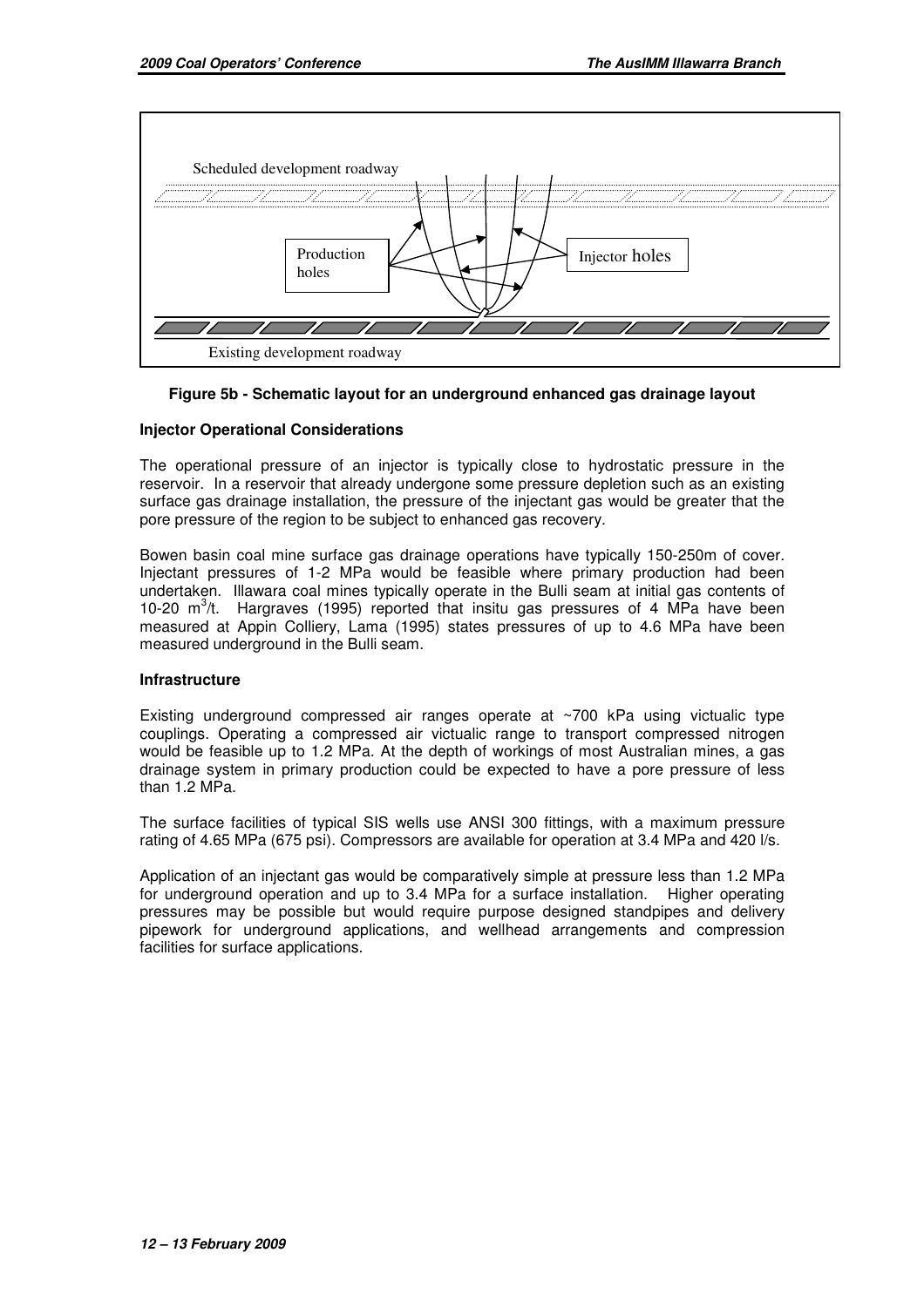Scheduled development roadway

Production holes

Injector holes

Existing development roadway

**Figure 5b - Schematic layout for an underground enhanced gas drainage layout**

**Injector Operational Considerations**

The operational pressure of an injector is typically close to hydrostatic pressure in the reservoir. In a reservoir that already undergone some pressure depletion such as an existing surface gas drainage installation, the pressure of the injectant gas would be greater that the pore pressure of the region to be subject to enhanced gas recovery.

Bowen basin coal mine surface gas drainage operations have typically 150-250m of cover. Injectant pressures of 1-2 MPa would be feasible where primary production had been undertaken. Illawara coal mines typically operate in the Bulli seam at initial gas contents of 10-20 $m^3$/t. Hargraves (1995) reported that insitu gas pressures of 4 MPa have been measured at Appin Colliery, Lama (1995) states pressures of up to 4.6 MPa have been measured underground in the Bulli seam.

**Infrastructure**

Existing underground compressed air ranges operate at ~700 kPa using victualic type couplings. Operating a compressed air victualic range to transport compressed nitrogen would be feasible up to 1.2 MPa. At the depth of workings of most Australian mines, a gas drainage system in primary production could be expected to have a pore pressure of less than 1.2 MPa.

The surface facilities of typical SIS wells use ANSI 300 fittings, with a maximum pressure rating of 4.65 MPa (675 psi). Compressors are available for operation at 3.4 MPa and 420 l/s.

Application of an injectant gas would be comparatively simple at pressure less than 1.2 MPa for underground operation and up to 3.4 MPa for a surface installation. Higher operating pressures may be possible but would require purpose designed standpipes and delivery pipework for underground applications, and wellhead arrangements and compression facilities for surface applications.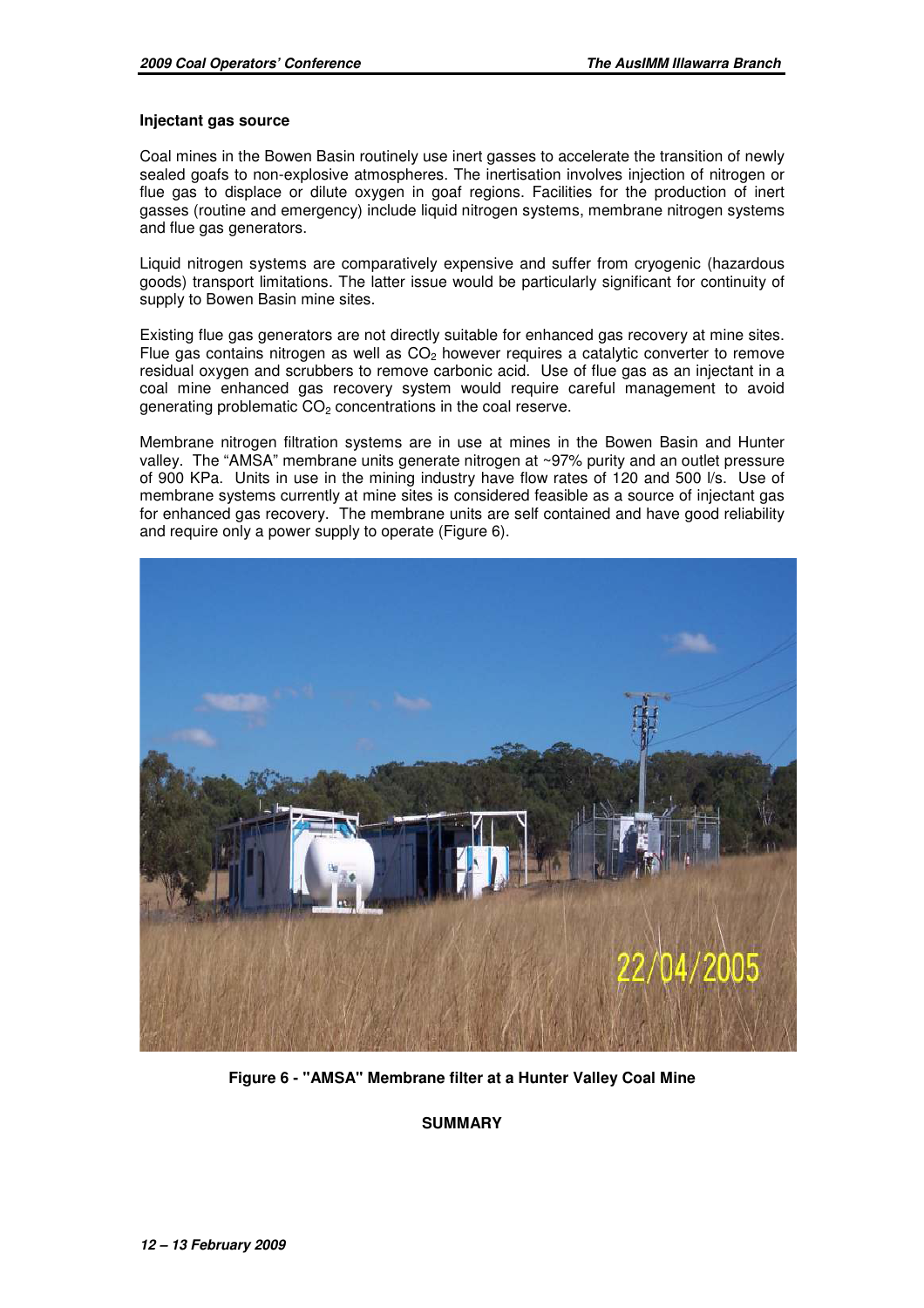**Injectant gas source**

Coal mines in the Bowen Basin routinely use inert gasses to accelerate the transition of newly sealed goafs to non-explosive atmospheres. The inertisation involves injection of nitrogen or flue gas to displace or dilute oxygen in goaf regions. Facilities for the production of inert gasses (routine and emergency) include liquid nitrogen systems, membrane nitrogen systems and flue gas generators.

Liquid nitrogen systems are comparatively expensive and suffer from cryogenic (hazardous goods) transport limitations. The latter issue would be particularly significant for continuity of supply to Bowen Basin mine sites.

Existing flue gas generators are not directly suitable for enhanced gas recovery at mine sites. Flue gas contains nitrogen as well as $CO_2$ however requires a catalytic converter to remove residual oxygen and scrubbers to remove carbonic acid. Use of flue gas as an injectant in a coal mine enhanced gas recovery system would require careful management to avoid generating problematic $CO_2$ concentrations in the coal reserve.

Membrane nitrogen filtration systems are in use at mines in the Bowen Basin and Hunter valley. The "AMSA" membrane units generate nitrogen at ~97% purity and an outlet pressure of 900 KPa. Units in use in the mining industry have flow rates of 120 and 500 l/s. Use of membrane systems currently at mine sites is considered feasible as a source of injectant gas for enhanced gas recovery. The membrane units are self contained and have good reliability and require only a power supply to operate (Figure 6).

**Figure 6 - "AMSA" Membrane filter at a Hunter Valley Coal Mine**

## SUMMARY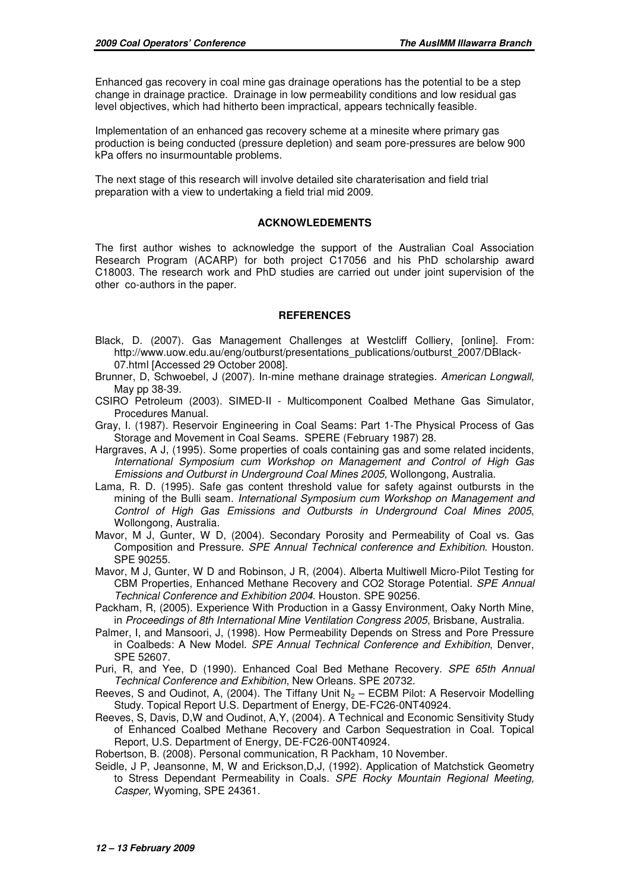Enhanced gas recovery in coal mine gas drainage operations has the potential to be a step change in drainage practice. Drainage in low permeability conditions and low residual gas level objectives, which had hitherto been impractical, appears technically feasible.

Implementation of an enhanced gas recovery scheme at a minesite where primary gas production is being conducted (pressure depletion) and seam pore-pressures are below 900 kPa offers no insurmountable problems.

The next stage of this research will involve detailed site charaterisation and field trial preparation with a view to undertaking a field trial mid 2009.

## ACKNOWLEDEMENTS

The first author wishes to acknowledge the support of the Australian Coal Association Research Program (ACARP) for both project C17056 and his PhD scholarship award C18003. The research work and PhD studies are carried out under joint supervision of the other co-authors in the paper.

## REFERENCES

Black, D. (2007). Gas Management Challenges at Westcliff Colliery, [online]. From: http://www.uow.edu.au/eng/outburst/presentations_publications/outburst_2007/DBlack-07.html [Accessed 29 October 2008].

Brunner, D, Schwoebel, J (2007). In-mine methane drainage strategies. *American Longwall,* May pp 38-39.

CSIRO Petroleum (2003). SIMED-II - Multicomponent Coalbed Methane Gas Simulator, Procedures Manual.

Gray, I. (1987). Reservoir Engineering in Coal Seams: Part 1-The Physical Process of Gas Storage and Movement in Coal Seams. SPERE (February 1987) 28.

Hargraves, A J, (1995). Some properties of coals containing gas and some related incidents, *International Symposium cum Workshop on Management and Control of High Gas Emissions and Outburst in Underground Coal Mines 2005,* Wollongong, Australia.

Lama, R. D. (1995). Safe gas content threshold value for safety against outbursts in the mining of the Bulli seam. *International Symposium cum Workshop on Management and Control of High Gas Emissions and Outbursts in Underground Coal Mines 2005*, Wollongong, Australia.

Mavor, M J, Gunter, W D, (2004). Secondary Porosity and Permeability of Coal vs. Gas Composition and Pressure. *SPE Annual Technical conference and Exhibition*. Houston. SPE 90255.

Mavor, M J, Gunter, W D and Robinson, J R, (2004). Alberta Multiwell Micro-Pilot Testing for CBM Properties, Enhanced Methane Recovery and CO2 Storage Potential. *SPE Annual Technical Conference and Exhibition 2004*. Houston. SPE 90256.

Packham, R, (2005). Experience With Production in a Gassy Environment, Oaky North Mine, in *Proceedings of 8th International Mine Ventilation Congress 2005*, Brisbane, Australia.

Palmer, I, and Mansoori, J, (1998). How Permeability Depends on Stress and Pore Pressure in Coalbeds: A New Model. *SPE Annual Technical Conference and Exhibition*, Denver, SPE 52607.

Puri, R, and Yee, D (1990). Enhanced Coal Bed Methane Recovery. *SPE 65th Annual Technical Conference and Exhibition*, New Orleans. SPE 20732.

Reeves, S and Oudinot, A, (2004). The Tiffany Unit $N_2$ – ECBM Pilot: A Reservoir Modelling Study. Topical Report U.S. Department of Energy, DE-FC26-0NT40924.

Reeves, S, Davis, D,W and Oudinot, A,Y, (2004). A Technical and Economic Sensitivity Study of Enhanced Coalbed Methane Recovery and Carbon Sequestration in Coal. Topical Report, U.S. Department of Energy, DE-FC26-00NT40924.

Robertson, B. (2008). Personal communication, R Packham, 10 November.

Seidle, J P, Jeansonne, M, W and Erickson,D,J, (1992). Application of Matchstick Geometry to Stress Dependant Permeability in Coals. *SPE Rocky Mountain Regional Meeting, Casper,* Wyoming, SPE 24361.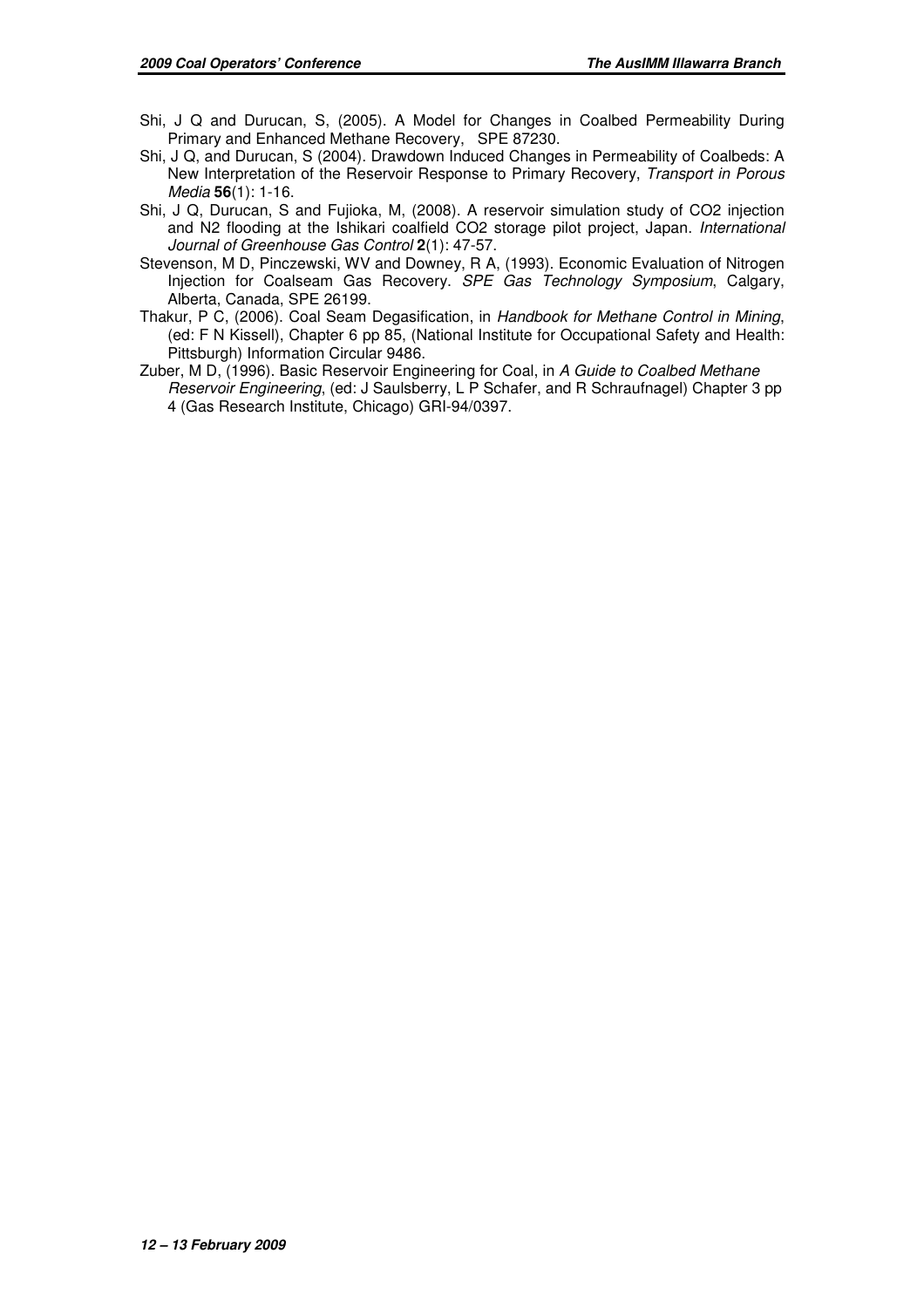Shi, J Q and Durucan, S, (2005). A Model for Changes in Coalbed Permeability During Primary and Enhanced Methane Recovery, SPE 87230.

Shi, J Q, and Durucan, S (2004). Drawdown Induced Changes in Permeability of Coalbeds: A New Interpretation of the Reservoir Response to Primary Recovery, *Transport in Porous Media* **56**(1): 1-16.

Shi, J Q, Durucan, S and Fujioka, M, (2008). A reservoir simulation study of CO2 injection and N2 flooding at the Ishikari coalfield CO2 storage pilot project, Japan. *International Journal of Greenhouse Gas Control* **2**(1): 47-57.

Stevenson, M D, Pinczewski, WV and Downey, R A, (1993). Economic Evaluation of Nitrogen Injection for Coalseam Gas Recovery. *SPE Gas Technology Symposium*, Calgary, Alberta, Canada, SPE 26199.

Thakur, P C, (2006). Coal Seam Degasification, in *Handbook for Methane Control in Mining*, (ed: F N Kissell), Chapter 6 pp 85, (National Institute for Occupational Safety and Health: Pittsburgh) Information Circular 9486.

Zuber, M D, (1996). Basic Reservoir Engineering for Coal, in *A Guide to Coalbed Methane Reservoir Engineering*, (ed: J Saulsberry, L P Schafer, and R Schraufnagel) Chapter 3 pp 4 (Gas Research Institute, Chicago) GRI-94/0397.